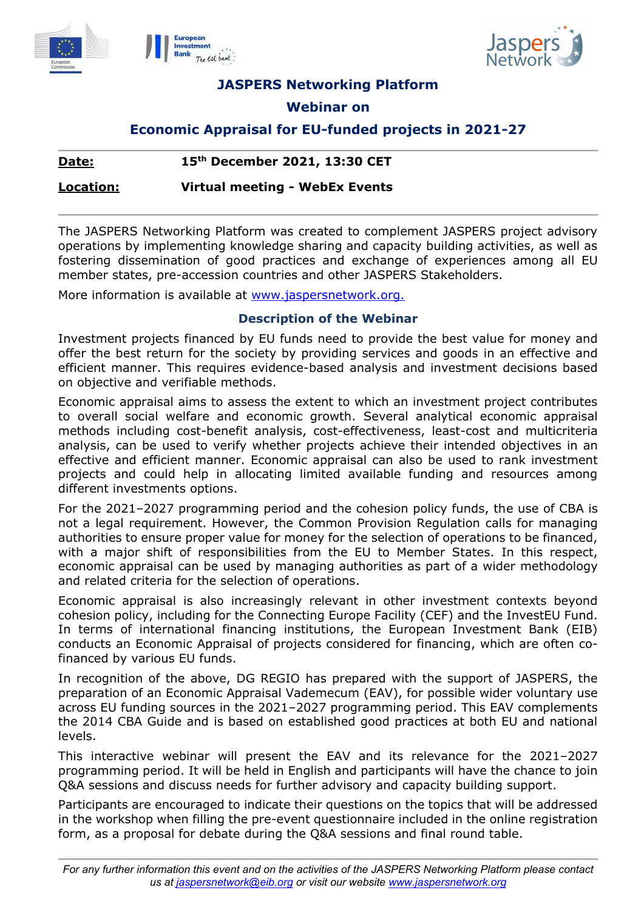# JASPERS Networking Platform

## Webinar on

## Economic Appraisal for EU-funded projects in 2021-27

| | |
|---|---|
| **Date:** | **15th December 2021, 13:30 CET** |
| **Location:** | **Virtual meeting - WebEx Events** |

The JASPERS Networking Platform was created to complement JASPERS project advisory operations by implementing knowledge sharing and capacity building activities, as well as fostering dissemination of good practices and exchange of experiences among all EU member states, pre-accession countries and other JASPERS Stakeholders.

More information is available at www.jaspersnetwork.org.

### Description of the Webinar

Investment projects financed by EU funds need to provide the best value for money and offer the best return for the society by providing services and goods in an effective and efficient manner. This requires evidence-based analysis and investment decisions based on objective and verifiable methods.

Economic appraisal aims to assess the extent to which an investment project contributes to overall social welfare and economic growth. Several analytical economic appraisal methods including cost-benefit analysis, cost-effectiveness, least-cost and multicriteria analysis, can be used to verify whether projects achieve their intended objectives in an effective and efficient manner. Economic appraisal can also be used to rank investment projects and could help in allocating limited available funding and resources among different investments options.

For the 2021–2027 programming period and the cohesion policy funds, the use of CBA is not a legal requirement. However, the Common Provision Regulation calls for managing authorities to ensure proper value for money for the selection of operations to be financed, with a major shift of responsibilities from the EU to Member States. In this respect, economic appraisal can be used by managing authorities as part of a wider methodology and related criteria for the selection of operations.

Economic appraisal is also increasingly relevant in other investment contexts beyond cohesion policy, including for the Connecting Europe Facility (CEF) and the InvestEU Fund. In terms of international financing institutions, the European Investment Bank (EIB) conducts an Economic Appraisal of projects considered for financing, which are often co-financed by various EU funds.

In recognition of the above, DG REGIO has prepared with the support of JASPERS, the preparation of an Economic Appraisal Vademecum (EAV), for possible wider voluntary use across EU funding sources in the 2021–2027 programming period. This EAV complements the 2014 CBA Guide and is based on established good practices at both EU and national levels.

This interactive webinar will present the EAV and its relevance for the 2021–2027 programming period. It will be held in English and participants will have the chance to join Q&A sessions and discuss needs for further advisory and capacity building support.

Participants are encouraged to indicate their questions on the topics that will be addressed in the workshop when filling the pre-event questionnaire included in the online registration form, as a proposal for debate during the Q&A sessions and final round table.

*For any further information this event and on the activities of the JASPERS Networking Platform please contact us at jaspersnetwork@eib.org or visit our website www.jaspersnetwork.org*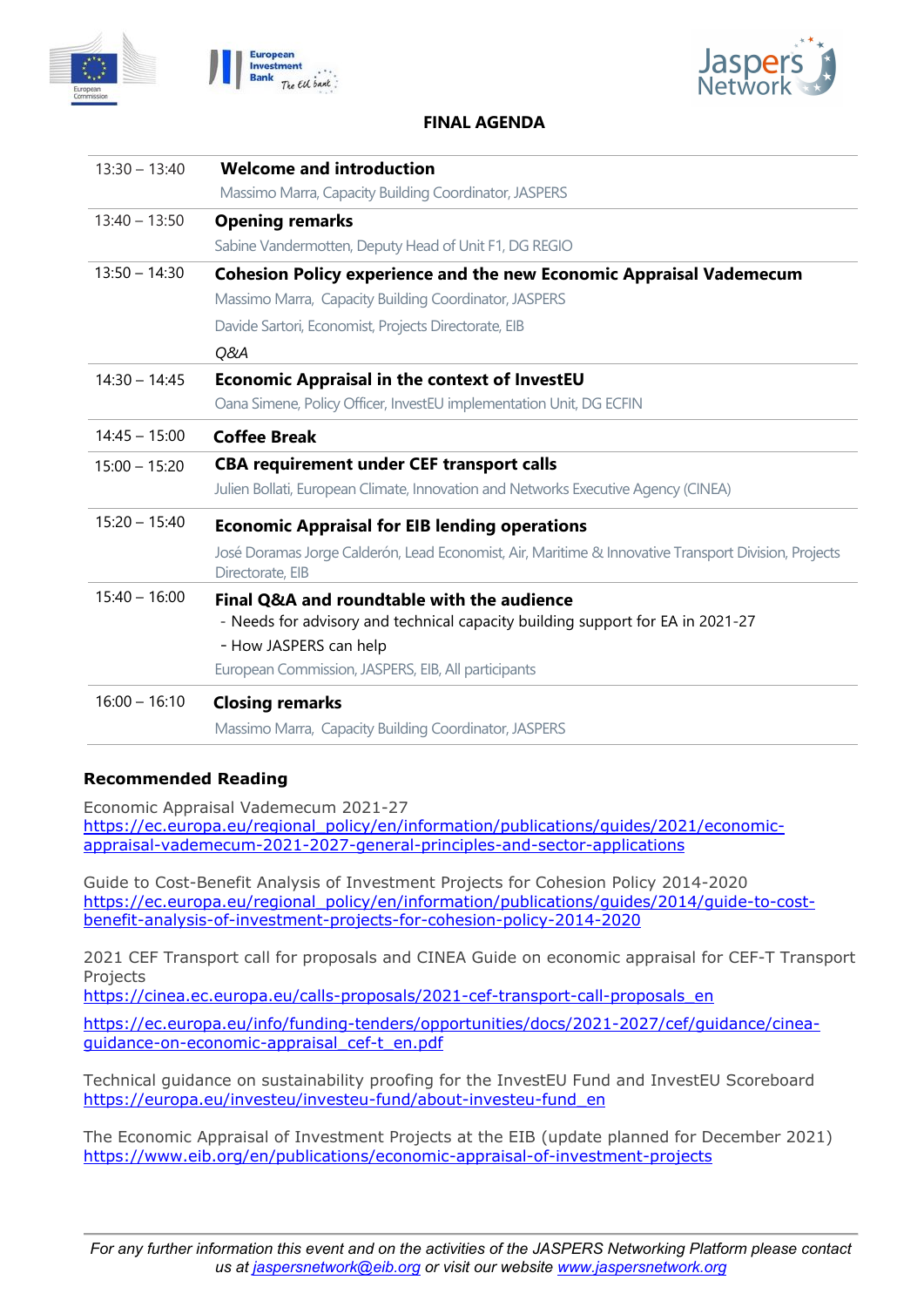## FINAL AGENDA

| | |
|---|---|
| 13:30 – 13:40 | **Welcome and introduction**<br>Massimo Marra, Capacity Building Coordinator, JASPERS |
| 13:40 – 13:50 | **Opening remarks**<br>Sabine Vandermotten, Deputy Head of Unit F1, DG REGIO |
| 13:50 – 14:30 | **Cohesion Policy experience and the new Economic Appraisal Vademecum**<br>Massimo Marra, Capacity Building Coordinator, JASPERS<br>Davide Sartori, Economist, Projects Directorate, EIB<br>*Q&A* |
| 14:30 – 14:45 | **Economic Appraisal in the context of InvestEU**<br>Oana Simene, Policy Officer, InvestEU implementation Unit, DG ECFIN |
| 14:45 – 15:00 | **Coffee Break** |
| 15:00 – 15:20 | **CBA requirement under CEF transport calls**<br>Julien Bollati, European Climate, Innovation and Networks Executive Agency (CINEA) |
| 15:20 – 15:40 | **Economic Appraisal for EIB lending operations**<br>José Doramas Jorge Calderón, Lead Economist, Air, Maritime & Innovative Transport Division, Projects Directorate, EIB |
| 15:40 – 16:00 | **Final Q&A and roundtable with the audience**<br>- Needs for advisory and technical capacity building support for EA in 2021-27<br>- How JASPERS can help<br>European Commission, JASPERS, EIB, All participants |
| 16:00 – 16:10 | **Closing remarks**<br>Massimo Marra, Capacity Building Coordinator, JASPERS |

### Recommended Reading

Economic Appraisal Vademecum 2021-27
https://ec.europa.eu/regional_policy/en/information/publications/guides/2021/economic-appraisal-vademecum-2021-2027-general-principles-and-sector-applications

Guide to Cost-Benefit Analysis of Investment Projects for Cohesion Policy 2014-2020
https://ec.europa.eu/regional_policy/en/information/publications/guides/2014/guide-to-cost-benefit-analysis-of-investment-projects-for-cohesion-policy-2014-2020

2021 CEF Transport call for proposals and CINEA Guide on economic appraisal for CEF-T Transport Projects
https://cinea.ec.europa.eu/calls-proposals/2021-cef-transport-call-proposals_en

https://ec.europa.eu/info/funding-tenders/opportunities/docs/2021-2027/cef/guidance/cinea-guidance-on-economic-appraisal_cef-t_en.pdf

Technical guidance on sustainability proofing for the InvestEU Fund and InvestEU Scoreboard
https://europa.eu/investeu/investeu-fund/about-investeu-fund_en

The Economic Appraisal of Investment Projects at the EIB (update planned for December 2021)
https://www.eib.org/en/publications/economic-appraisal-of-investment-projects

*For any further information this event and on the activities of the JASPERS Networking Platform please contact us at jaspersnetwork@eib.org or visit our website www.jaspersnetwork.org*